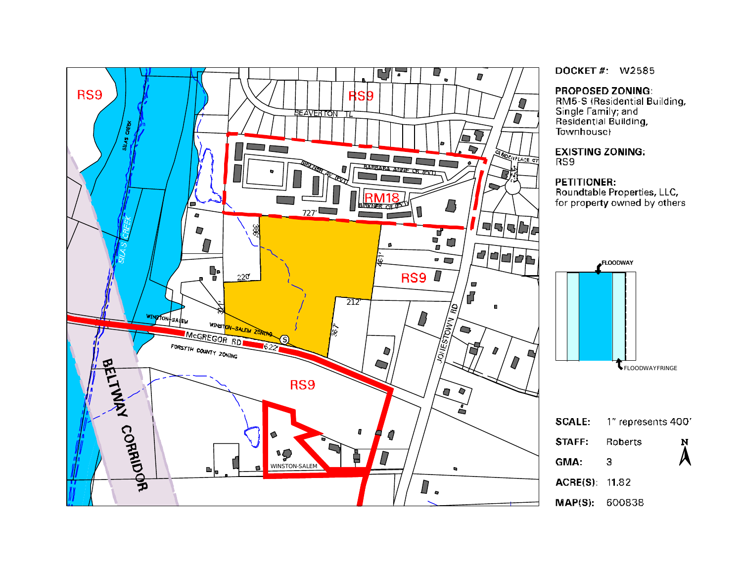**DOCKET #:** W2585

**PROPOSED ZONING:**
RM5-S (Residential Building, Single Family; and Residential Building, Townhouse)

**EXISTING ZONING:**
RS9

**PETITIONER:**
Roundtable Properties, LLC, for property owned by others

**SCALE:** 1" represents 400'

**STAFF:** Roberts

**GMA:** 3

**ACRE(S):** 11.82

**MAP(S):** 600838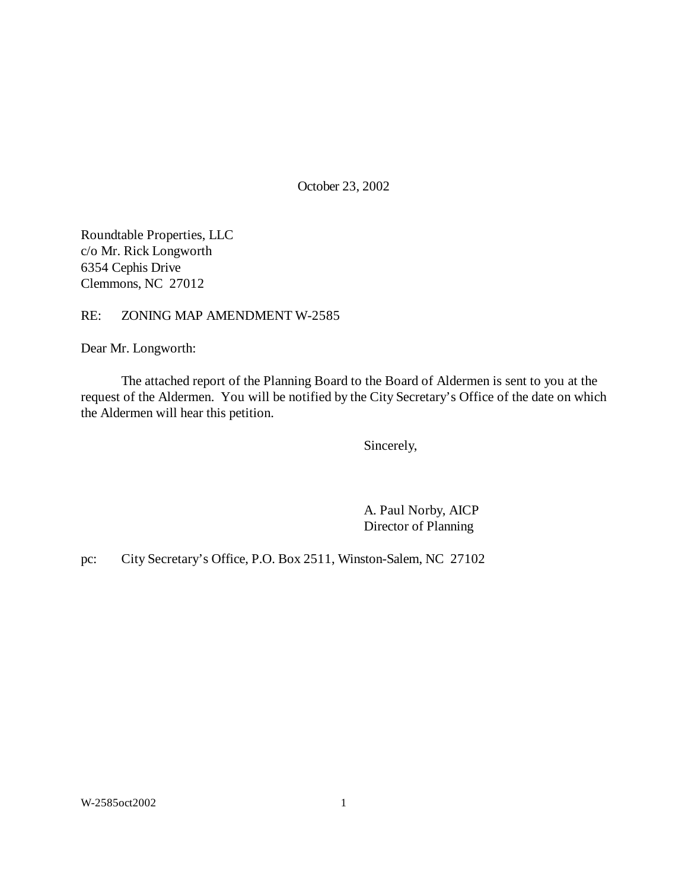October 23, 2002

Roundtable Properties, LLC
c/o Mr. Rick Longworth
6354 Cephis Drive
Clemmons, NC 27012

RE: ZONING MAP AMENDMENT W-2585

Dear Mr. Longworth:

The attached report of the Planning Board to the Board of Aldermen is sent to you at the request of the Aldermen. You will be notified by the City Secretary's Office of the date on which the Aldermen will hear this petition.

Sincerely,

A. Paul Norby, AICP
Director of Planning

pc: City Secretary's Office, P.O. Box 2511, Winston-Salem, NC 27102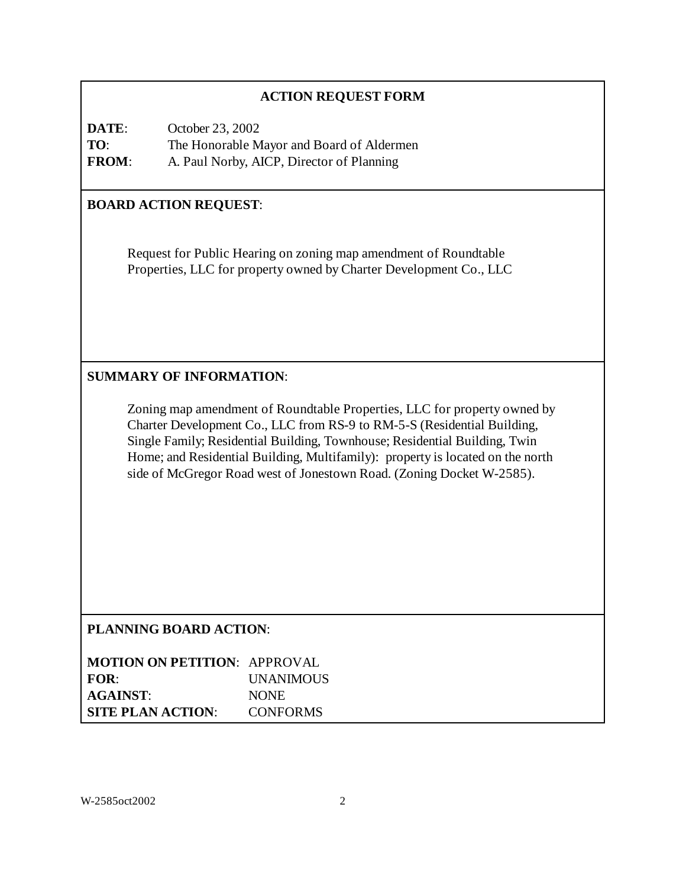## ACTION REQUEST FORM

**DATE**: October 23, 2002
**TO**: The Honorable Mayor and Board of Aldermen
**FROM**: A. Paul Norby, AICP, Director of Planning

**BOARD ACTION REQUEST**:

Request for Public Hearing on zoning map amendment of Roundtable Properties, LLC for property owned by Charter Development Co., LLC

**SUMMARY OF INFORMATION**:

Zoning map amendment of Roundtable Properties, LLC for property owned by Charter Development Co., LLC from RS-9 to RM-5-S (Residential Building, Single Family; Residential Building, Townhouse; Residential Building, Twin Home; and Residential Building, Multifamily): property is located on the north side of McGregor Road west of Jonestown Road. (Zoning Docket W-2585).

**PLANNING BOARD ACTION**:

**MOTION ON PETITION**: APPROVAL
**FOR**: UNANIMOUS
**AGAINST**: NONE
**SITE PLAN ACTION**: CONFORMS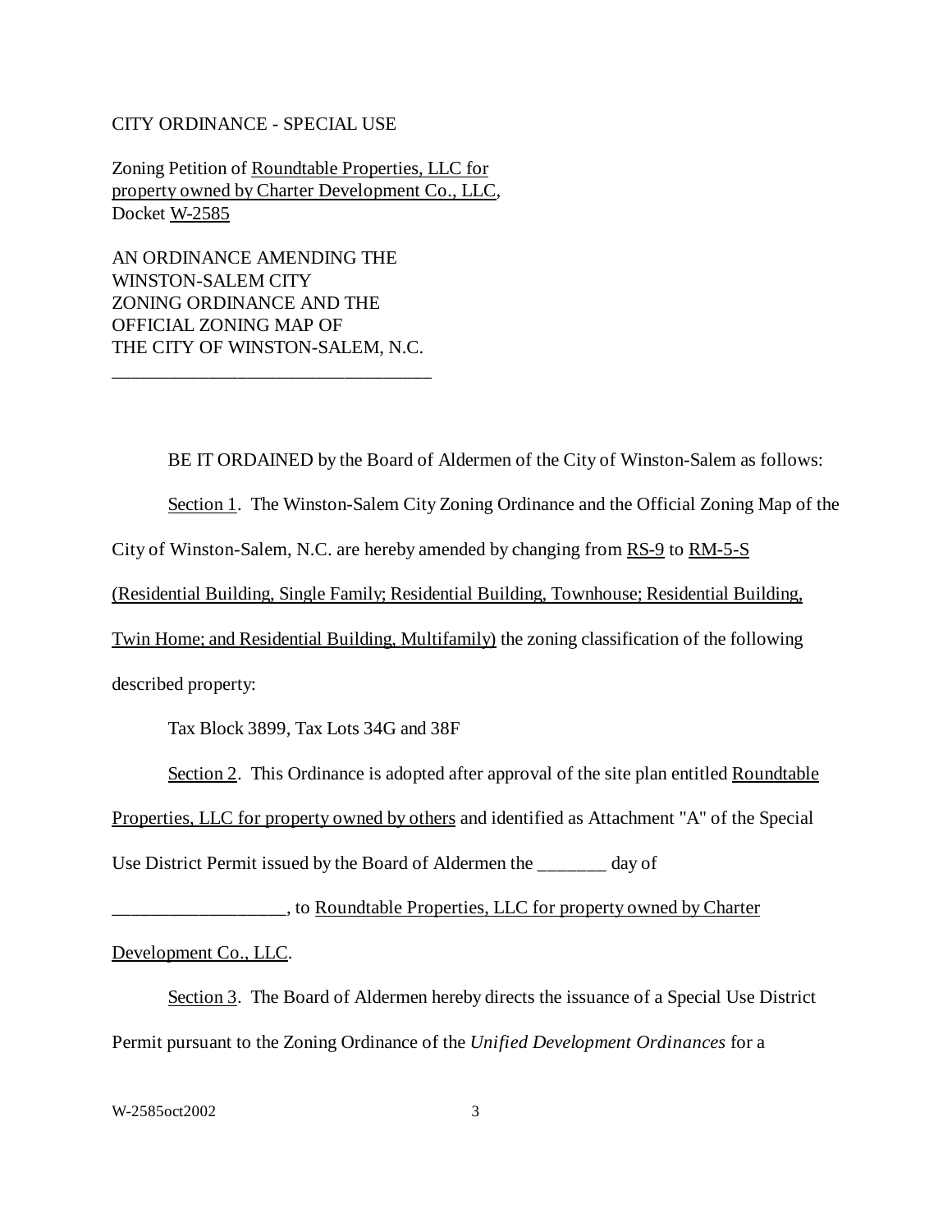CITY ORDINANCE - SPECIAL USE

Zoning Petition of Roundtable Properties, LLC for property owned by Charter Development Co., LLC, Docket W-2585

AN ORDINANCE AMENDING THE WINSTON-SALEM CITY ZONING ORDINANCE AND THE OFFICIAL ZONING MAP OF THE CITY OF WINSTON-SALEM, N.C.

___________________________________

BE IT ORDAINED by the Board of Aldermen of the City of Winston-Salem as follows:

Section 1. The Winston-Salem City Zoning Ordinance and the Official Zoning Map of the City of Winston-Salem, N.C. are hereby amended by changing from RS-9 to RM-5-S (Residential Building, Single Family; Residential Building, Townhouse; Residential Building, Twin Home; and Residential Building, Multifamily) the zoning classification of the following described property:

Tax Block 3899, Tax Lots 34G and 38F

Section 2. This Ordinance is adopted after approval of the site plan entitled Roundtable Properties, LLC for property owned by others and identified as Attachment "A" of the Special Use District Permit issued by the Board of Aldermen the _______ day of __________________, to Roundtable Properties, LLC for property owned by Charter Development Co., LLC.

Section 3. The Board of Aldermen hereby directs the issuance of a Special Use District Permit pursuant to the Zoning Ordinance of the *Unified Development Ordinances* for a

W-2585oct2002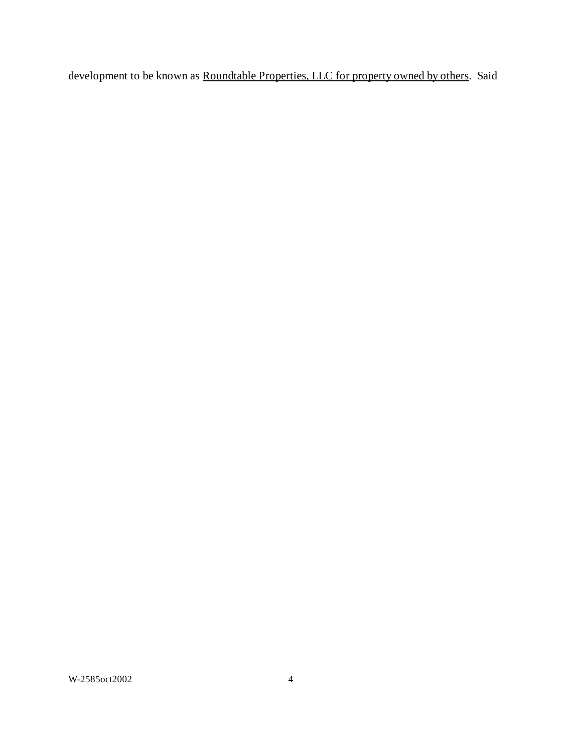development to be known as <u>Roundtable Properties, LLC for property owned by others</u>. Said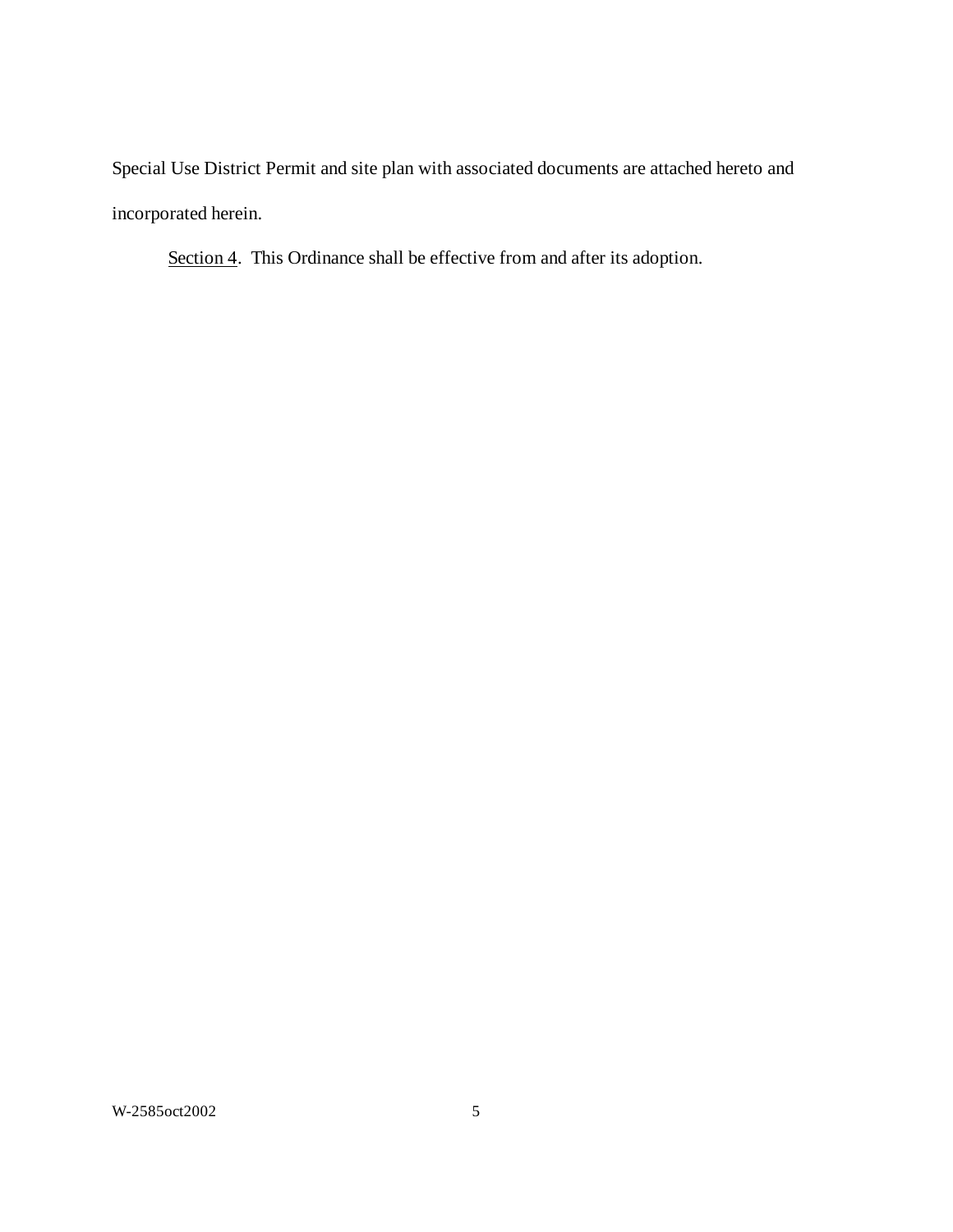Special Use District Permit and site plan with associated documents are attached hereto and incorporated herein.

Section 4. This Ordinance shall be effective from and after its adoption.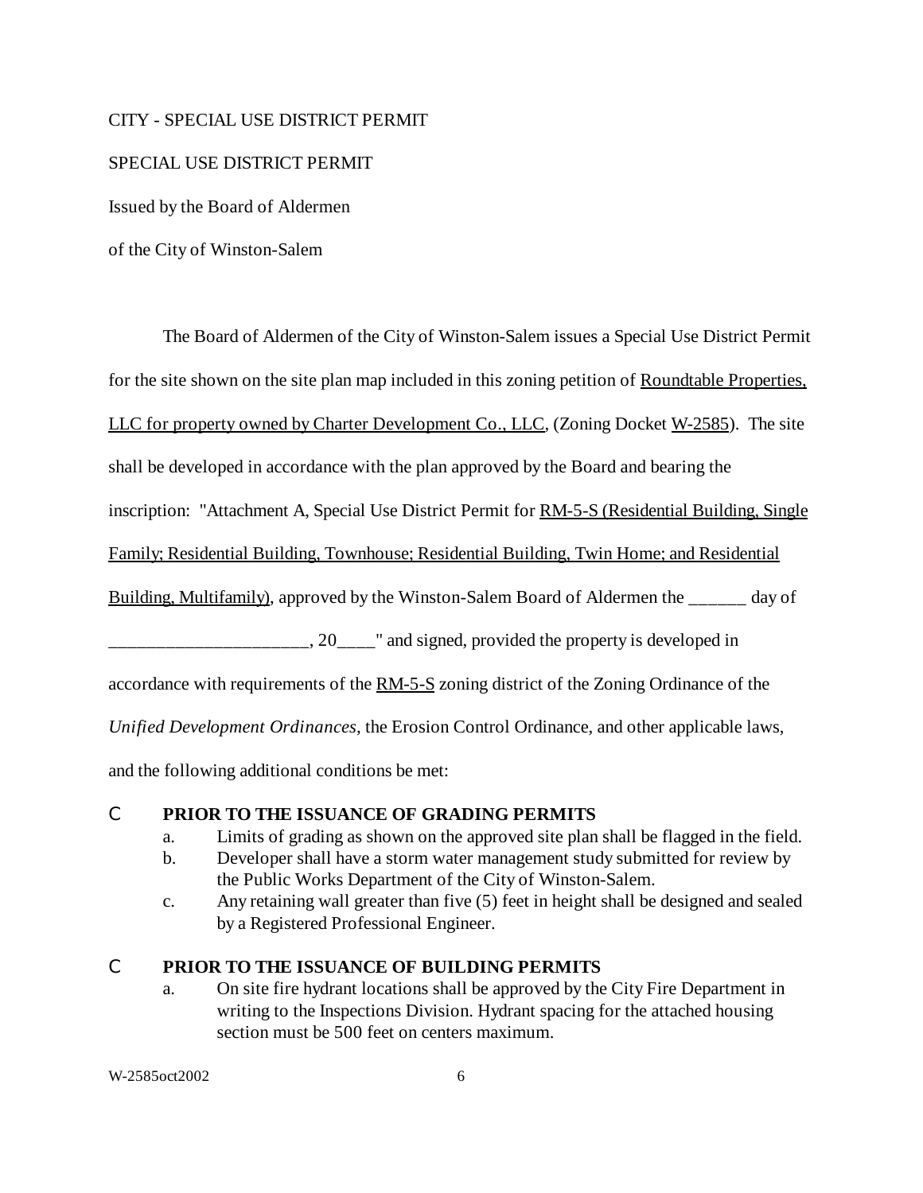CITY - SPECIAL USE DISTRICT PERMIT

SPECIAL USE DISTRICT PERMIT

Issued by the Board of Aldermen

of the City of Winston-Salem

The Board of Aldermen of the City of Winston-Salem issues a Special Use District Permit for the site shown on the site plan map included in this zoning petition of <u>Roundtable Properties, LLC for property owned by Charter Development Co., LLC</u>, (Zoning Docket <u>W-2585</u>). The site shall be developed in accordance with the plan approved by the Board and bearing the inscription: "Attachment A, Special Use District Permit for <u>RM-5-S (Residential Building, Single Family; Residential Building, Townhouse; Residential Building, Twin Home; and Residential Building, Multifamily)</u>, approved by the Winston-Salem Board of Aldermen the ______ day of ______________________, 20____" and signed, provided the property is developed in accordance with requirements of the <u>RM-5-S</u> zoning district of the Zoning Ordinance of the *Unified Development Ordinances*, the Erosion Control Ordinance, and other applicable laws, and the following additional conditions be met:

- **PRIOR TO THE ISSUANCE OF GRADING PERMITS**
  - a. Limits of grading as shown on the approved site plan shall be flagged in the field.
  - b. Developer shall have a storm water management study submitted for review by the Public Works Department of the City of Winston-Salem.
  - c. Any retaining wall greater than five (5) feet in height shall be designed and sealed by a Registered Professional Engineer.

- **PRIOR TO THE ISSUANCE OF BUILDING PERMITS**
  - a. On site fire hydrant locations shall be approved by the City Fire Department in writing to the Inspections Division. Hydrant spacing for the attached housing section must be 500 feet on centers maximum.

W-2585oct2002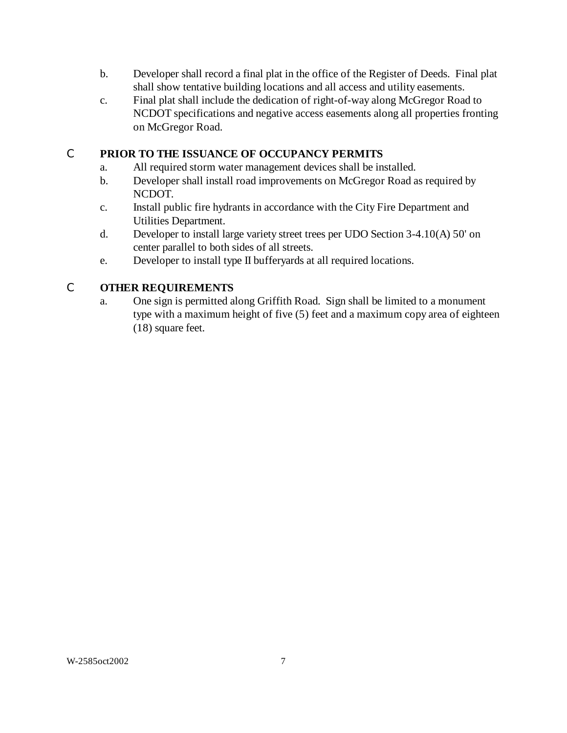b. Developer shall record a final plat in the office of the Register of Deeds. Final plat shall show tentative building locations and all access and utility easements.

c. Final plat shall include the dedication of right-of-way along McGregor Road to NCDOT specifications and negative access easements along all properties fronting on McGregor Road.

C **PRIOR TO THE ISSUANCE OF OCCUPANCY PERMITS**

a. All required storm water management devices shall be installed.

b. Developer shall install road improvements on McGregor Road as required by NCDOT.

c. Install public fire hydrants in accordance with the City Fire Department and Utilities Department.

d. Developer to install large variety street trees per UDO Section 3-4.10(A) 50' on center parallel to both sides of all streets.

e. Developer to install type II bufferyards at all required locations.

C **OTHER REQUIREMENTS**

a. One sign is permitted along Griffith Road. Sign shall be limited to a monument type with a maximum height of five (5) feet and a maximum copy area of eighteen (18) square feet.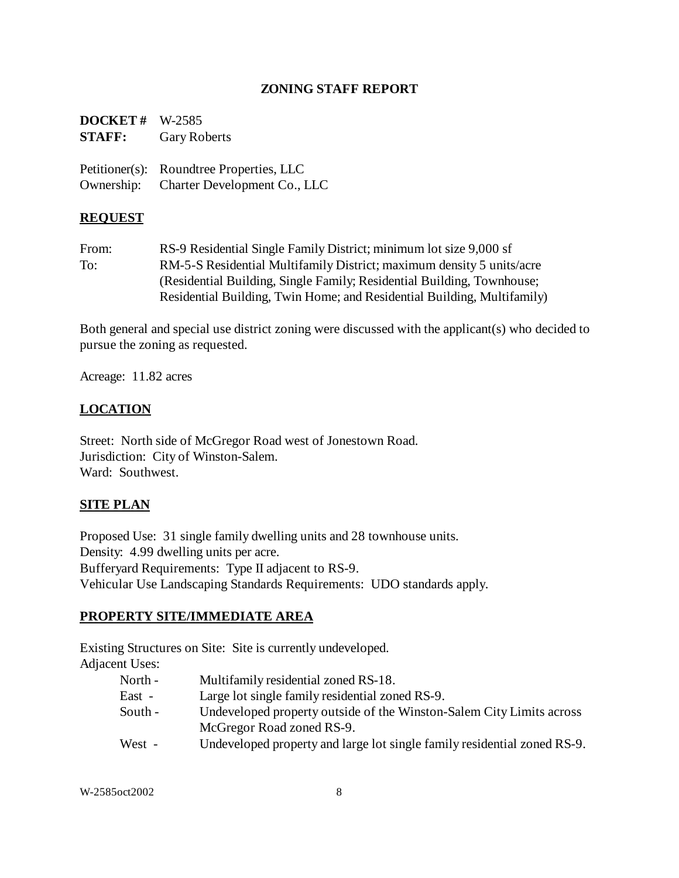# ZONING STAFF REPORT

**DOCKET #** W-2585
**STAFF:** Gary Roberts

Petitioner(s): Roundtree Properties, LLC
Ownership: Charter Development Co., LLC

## REQUEST

From: RS-9 Residential Single Family District; minimum lot size 9,000 sf
To: RM-5-S Residential Multifamily District; maximum density 5 units/acre (Residential Building, Single Family; Residential Building, Townhouse; Residential Building, Twin Home; and Residential Building, Multifamily)

Both general and special use district zoning were discussed with the applicant(s) who decided to pursue the zoning as requested.

Acreage: 11.82 acres

## LOCATION

Street: North side of McGregor Road west of Jonestown Road.
Jurisdiction: City of Winston-Salem.
Ward: Southwest.

## SITE PLAN

Proposed Use: 31 single family dwelling units and 28 townhouse units.
Density: 4.99 dwelling units per acre.
Bufferyard Requirements: Type II adjacent to RS-9.
Vehicular Use Landscaping Standards Requirements: UDO standards apply.

## PROPERTY SITE/IMMEDIATE AREA

Existing Structures on Site: Site is currently undeveloped.
Adjacent Uses:

- North - Multifamily residential zoned RS-18.
- East - Large lot single family residential zoned RS-9.
- South - Undeveloped property outside of the Winston-Salem City Limits across McGregor Road zoned RS-9.
- West - Undeveloped property and large lot single family residential zoned RS-9.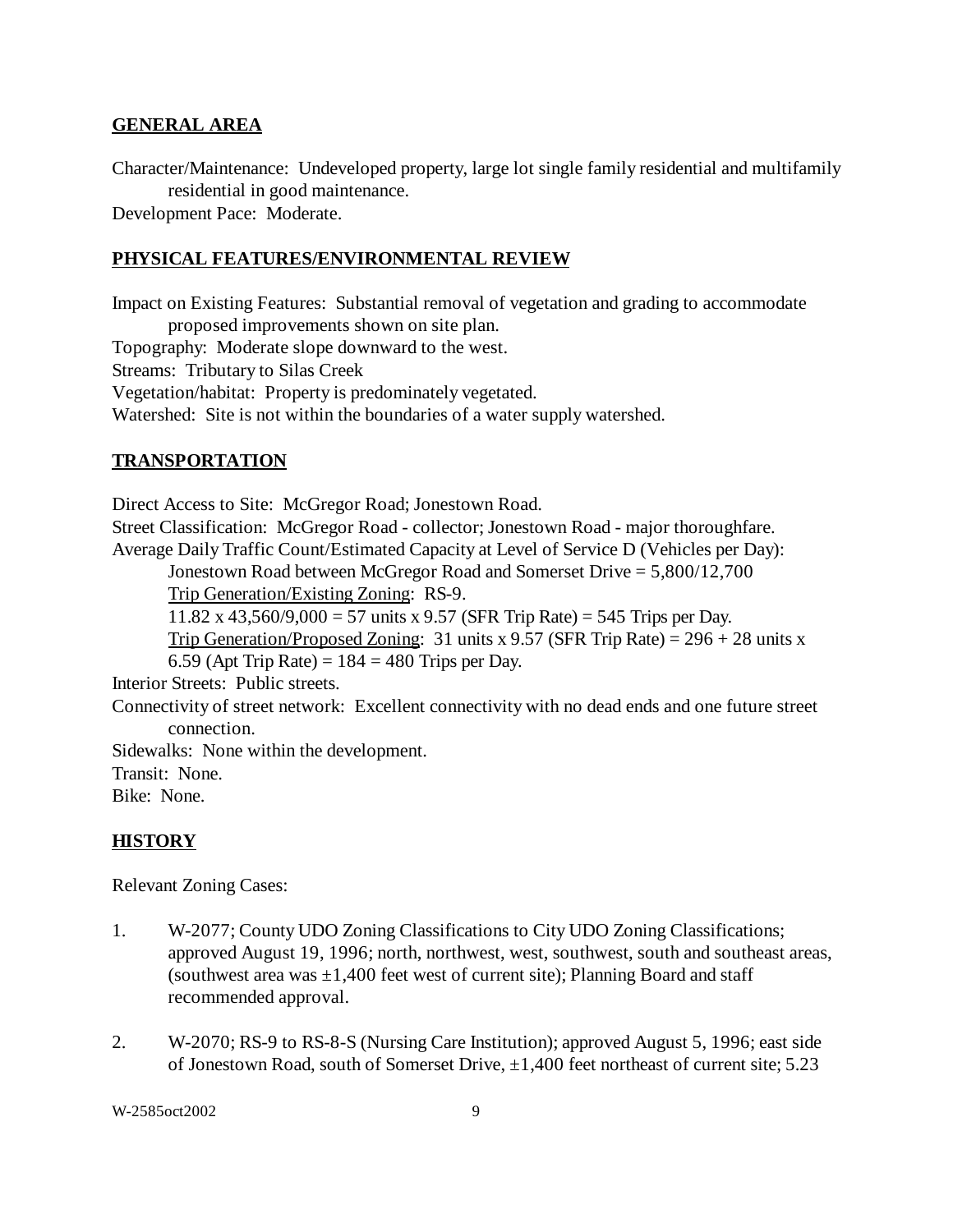## GENERAL AREA

Character/Maintenance: Undeveloped property, large lot single family residential and multifamily residential in good maintenance.

Development Pace: Moderate.

## PHYSICAL FEATURES/ENVIRONMENTAL REVIEW

Impact on Existing Features: Substantial removal of vegetation and grading to accommodate proposed improvements shown on site plan.

Topography: Moderate slope downward to the west.

Streams: Tributary to Silas Creek

Vegetation/habitat: Property is predominately vegetated.

Watershed: Site is not within the boundaries of a water supply watershed.

## TRANSPORTATION

Direct Access to Site: McGregor Road; Jonestown Road.

Street Classification: McGregor Road - collector; Jonestown Road - major thoroughfare.

Average Daily Traffic Count/Estimated Capacity at Level of Service D (Vehicles per Day):

Jonestown Road between McGregor Road and Somerset Drive = 5,800/12,700

Trip Generation/Existing Zoning: RS-9.

11.82 x 43,560/9,000 = 57 units x 9.57 (SFR Trip Rate) = 545 Trips per Day.

Trip Generation/Proposed Zoning: 31 units x 9.57 (SFR Trip Rate) = 296 + 28 units x 6.59 (Apt Trip Rate) = 184 = 480 Trips per Day.

Interior Streets: Public streets.

Connectivity of street network: Excellent connectivity with no dead ends and one future street connection.

Sidewalks: None within the development.

Transit: None.

Bike: None.

## HISTORY

Relevant Zoning Cases:

1. W-2077; County UDO Zoning Classifications to City UDO Zoning Classifications; approved August 19, 1996; north, northwest, west, southwest, south and southeast areas, (southwest area was ±1,400 feet west of current site); Planning Board and staff recommended approval.

2. W-2070; RS-9 to RS-8-S (Nursing Care Institution); approved August 5, 1996; east side of Jonestown Road, south of Somerset Drive, ±1,400 feet northeast of current site; 5.23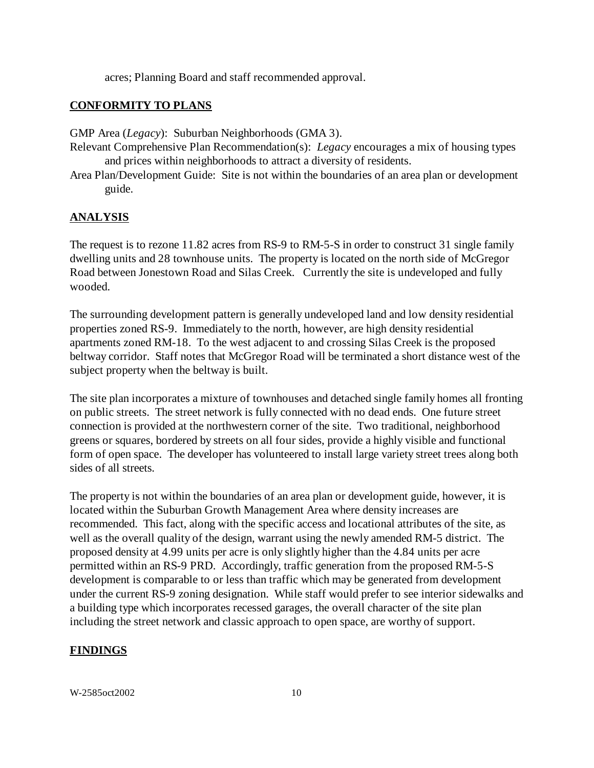acres; Planning Board and staff recommended approval.

## CONFORMITY TO PLANS

GMP Area (*Legacy*): Suburban Neighborhoods (GMA 3).

Relevant Comprehensive Plan Recommendation(s): *Legacy* encourages a mix of housing types and prices within neighborhoods to attract a diversity of residents.

Area Plan/Development Guide: Site is not within the boundaries of an area plan or development guide.

## ANALYSIS

The request is to rezone 11.82 acres from RS-9 to RM-5-S in order to construct 31 single family dwelling units and 28 townhouse units. The property is located on the north side of McGregor Road between Jonestown Road and Silas Creek. Currently the site is undeveloped and fully wooded.

The surrounding development pattern is generally undeveloped land and low density residential properties zoned RS-9. Immediately to the north, however, are high density residential apartments zoned RM-18. To the west adjacent to and crossing Silas Creek is the proposed beltway corridor. Staff notes that McGregor Road will be terminated a short distance west of the subject property when the beltway is built.

The site plan incorporates a mixture of townhouses and detached single family homes all fronting on public streets. The street network is fully connected with no dead ends. One future street connection is provided at the northwestern corner of the site. Two traditional, neighborhood greens or squares, bordered by streets on all four sides, provide a highly visible and functional form of open space. The developer has volunteered to install large variety street trees along both sides of all streets.

The property is not within the boundaries of an area plan or development guide, however, it is located within the Suburban Growth Management Area where density increases are recommended. This fact, along with the specific access and locational attributes of the site, as well as the overall quality of the design, warrant using the newly amended RM-5 district. The proposed density at 4.99 units per acre is only slightly higher than the 4.84 units per acre permitted within an RS-9 PRD. Accordingly, traffic generation from the proposed RM-5-S development is comparable to or less than traffic which may be generated from development under the current RS-9 zoning designation. While staff would prefer to see interior sidewalks and a building type which incorporates recessed garages, the overall character of the site plan including the street network and classic approach to open space, are worthy of support.

## FINDINGS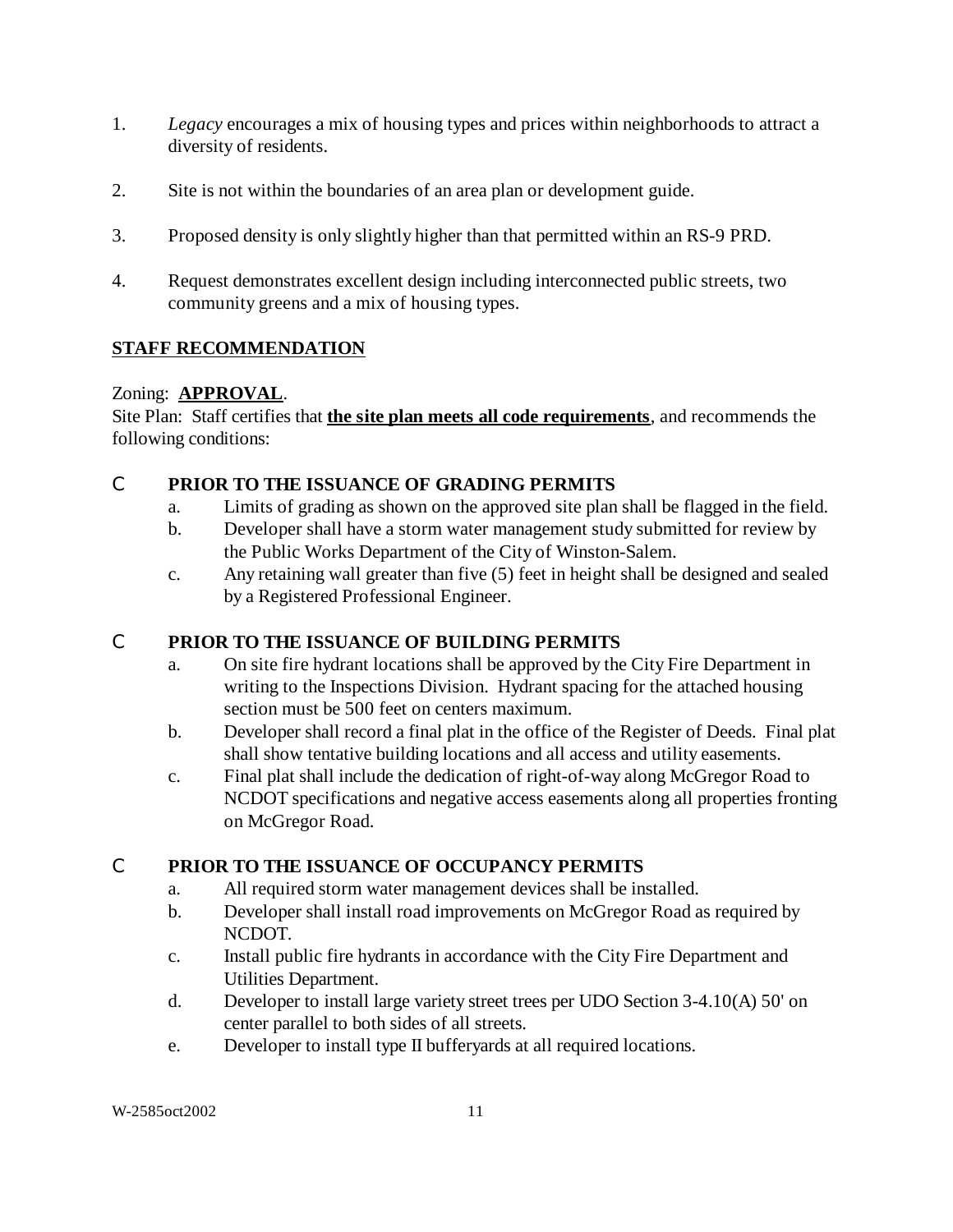1. *Legacy* encourages a mix of housing types and prices within neighborhoods to attract a diversity of residents.

2. Site is not within the boundaries of an area plan or development guide.

3. Proposed density is only slightly higher than that permitted within an RS-9 PRD.

4. Request demonstrates excellent design including interconnected public streets, two community greens and a mix of housing types.

**STAFF RECOMMENDATION**

Zoning: **APPROVAL**.
Site Plan: Staff certifies that **the site plan meets all code requirements**, and recommends the following conditions:

- **PRIOR TO THE ISSUANCE OF GRADING PERMITS**
  a. Limits of grading as shown on the approved site plan shall be flagged in the field.
  b. Developer shall have a storm water management study submitted for review by the Public Works Department of the City of Winston-Salem.
  c. Any retaining wall greater than five (5) feet in height shall be designed and sealed by a Registered Professional Engineer.

- **PRIOR TO THE ISSUANCE OF BUILDING PERMITS**
  a. On site fire hydrant locations shall be approved by the City Fire Department in writing to the Inspections Division. Hydrant spacing for the attached housing section must be 500 feet on centers maximum.
  b. Developer shall record a final plat in the office of the Register of Deeds. Final plat shall show tentative building locations and all access and utility easements.
  c. Final plat shall include the dedication of right-of-way along McGregor Road to NCDOT specifications and negative access easements along all properties fronting on McGregor Road.

- **PRIOR TO THE ISSUANCE OF OCCUPANCY PERMITS**
  a. All required storm water management devices shall be installed.
  b. Developer shall install road improvements on McGregor Road as required by NCDOT.
  c. Install public fire hydrants in accordance with the City Fire Department and Utilities Department.
  d. Developer to install large variety street trees per UDO Section 3-4.10(A) 50' on center parallel to both sides of all streets.
  e. Developer to install type II bufferyards at all required locations.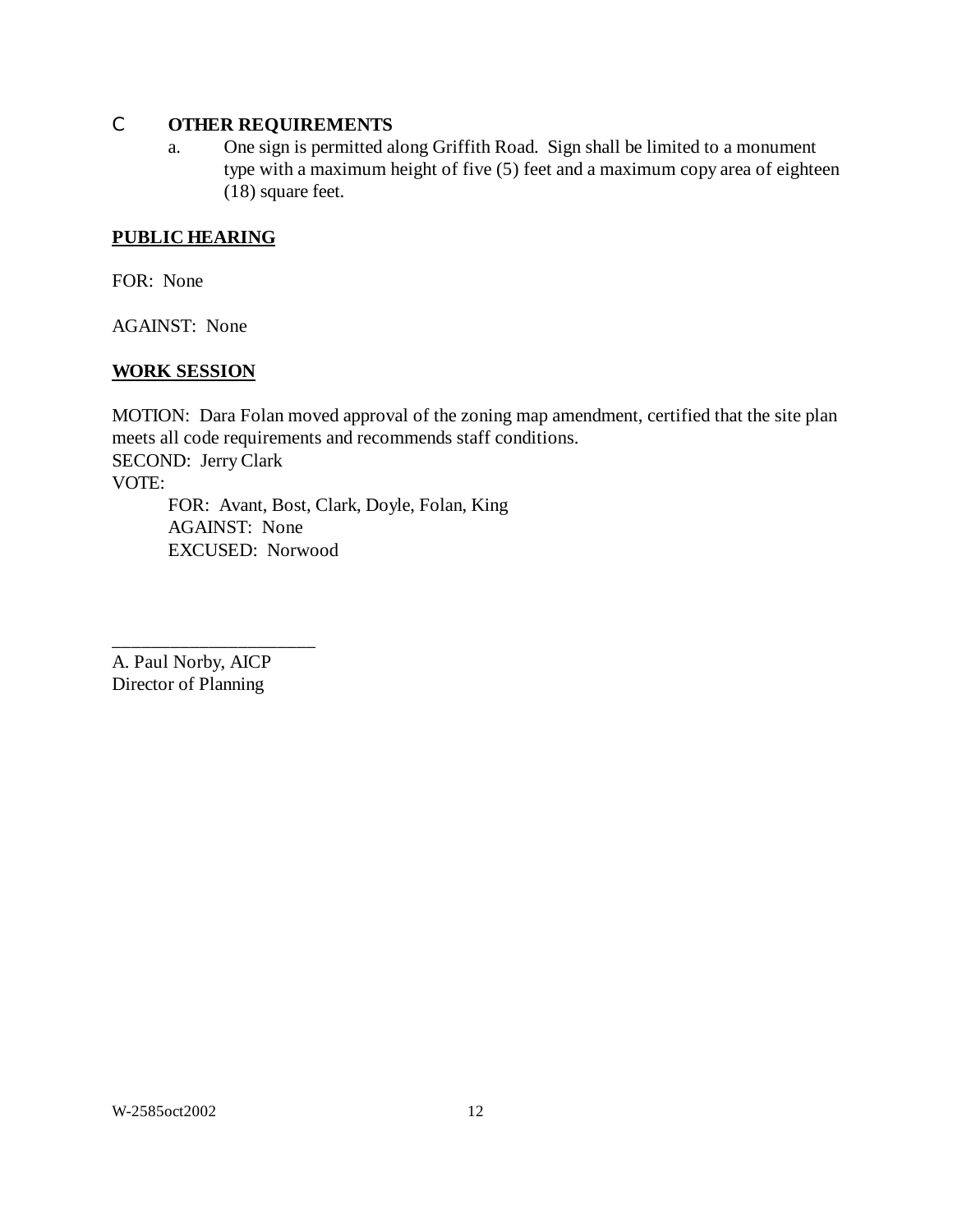C **OTHER REQUIREMENTS**

a. One sign is permitted along Griffith Road. Sign shall be limited to a monument type with a maximum height of five (5) feet and a maximum copy area of eighteen (18) square feet.

**PUBLIC HEARING**

FOR: None

AGAINST: None

**WORK SESSION**

MOTION: Dara Folan moved approval of the zoning map amendment, certified that the site plan meets all code requirements and recommends staff conditions.
SECOND: Jerry Clark
VOTE:

FOR: Avant, Bost, Clark, Doyle, Folan, King
AGAINST: None
EXCUSED: Norwood

______________________

A. Paul Norby, AICP
Director of Planning

W-2585oct2002